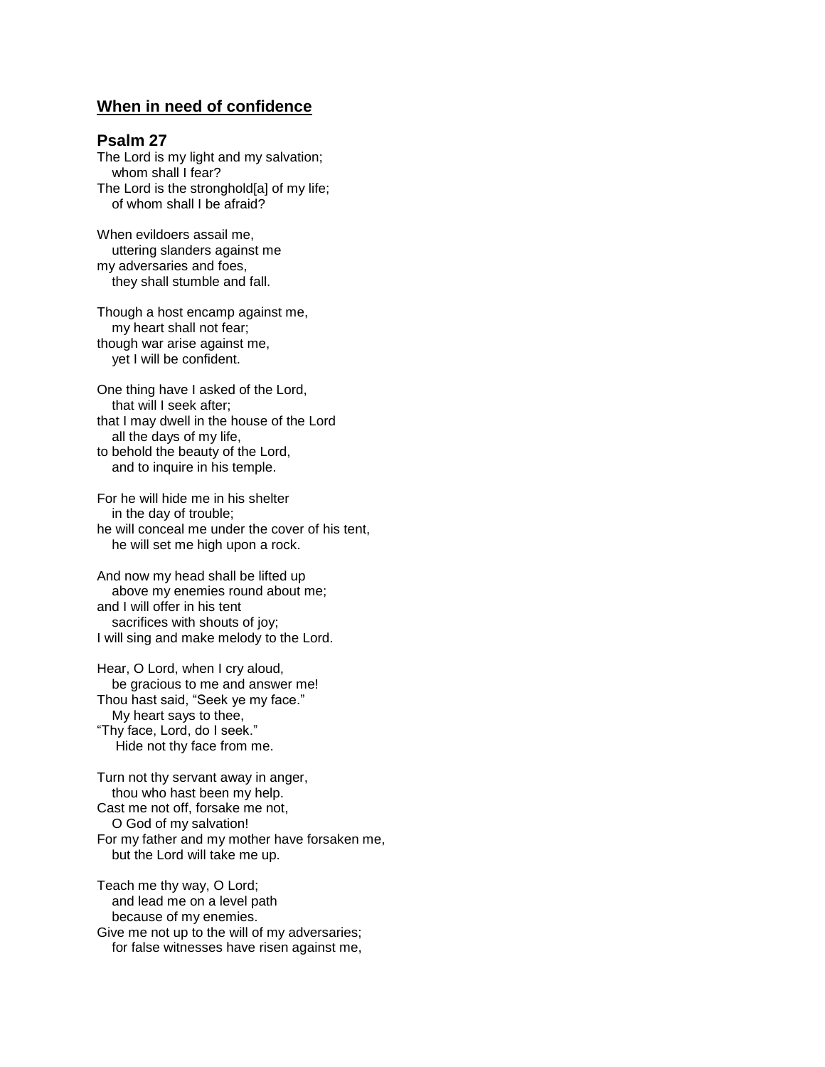## When in need of confidence

### Psalm 27

The Lord is my light and my salvation;  
   whom shall I fear?  
The Lord is the stronghold[a] of my life;  
   of whom shall I be afraid?

When evildoers assail me,  
   uttering slanders against me  
my adversaries and foes,  
   they shall stumble and fall.

Though a host encamp against me,  
   my heart shall not fear;  
though war arise against me,  
   yet I will be confident.

One thing have I asked of the Lord,  
   that will I seek after;  
that I may dwell in the house of the Lord  
   all the days of my life,  
to behold the beauty of the Lord,  
   and to inquire in his temple.

For he will hide me in his shelter  
   in the day of trouble;  
he will conceal me under the cover of his tent,  
   he will set me high upon a rock.

And now my head shall be lifted up  
   above my enemies round about me;  
and I will offer in his tent  
   sacrifices with shouts of joy;  
I will sing and make melody to the Lord.

Hear, O Lord, when I cry aloud,  
   be gracious to me and answer me!  
Thou hast said, "Seek ye my face."  
   My heart says to thee,  
"Thy face, Lord, do I seek."  
   Hide not thy face from me.

Turn not thy servant away in anger,  
   thou who hast been my help.  
Cast me not off, forsake me not,  
   O God of my salvation!  
For my father and my mother have forsaken me,  
   but the Lord will take me up.

Teach me thy way, O Lord;  
   and lead me on a level path  
   because of my enemies.  
Give me not up to the will of my adversaries;  
   for false witnesses have risen against me,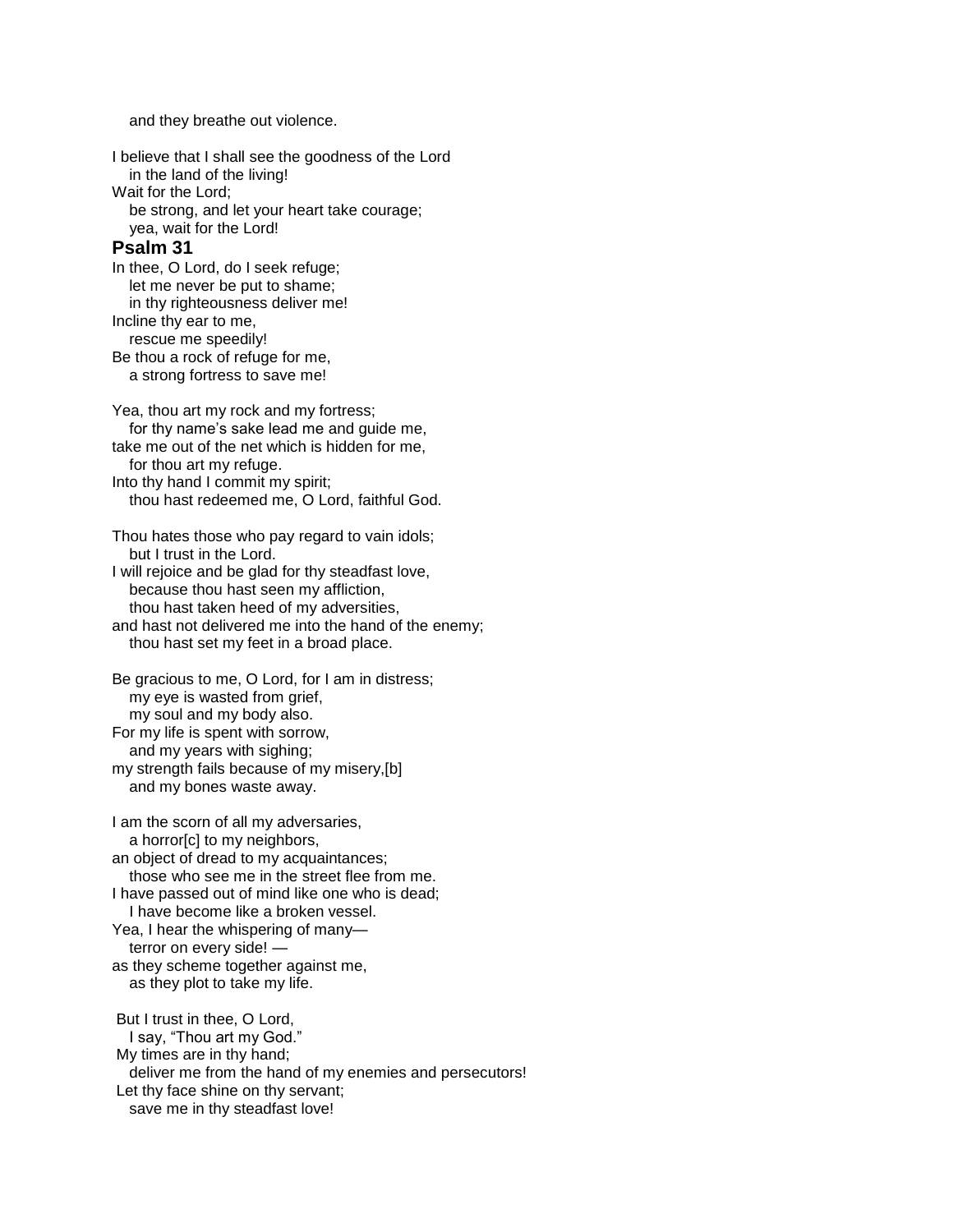and they breathe out violence.

I believe that I shall see the goodness of the Lord
in the land of the living!
Wait for the Lord;
be strong, and let your heart take courage;
yea, wait for the Lord!

## Psalm 31

In thee, O Lord, do I seek refuge;
let me never be put to shame;
in thy righteousness deliver me!
Incline thy ear to me,
rescue me speedily!
Be thou a rock of refuge for me,
a strong fortress to save me!

Yea, thou art my rock and my fortress;
for thy name's sake lead me and guide me,
take me out of the net which is hidden for me,
for thou art my refuge.
Into thy hand I commit my spirit;
thou hast redeemed me, O Lord, faithful God.

Thou hates those who pay regard to vain idols;
but I trust in the Lord.
I will rejoice and be glad for thy steadfast love,
because thou hast seen my affliction,
thou hast taken heed of my adversities,
and hast not delivered me into the hand of the enemy;
thou hast set my feet in a broad place.

Be gracious to me, O Lord, for I am in distress;
my eye is wasted from grief,
my soul and my body also.
For my life is spent with sorrow,
and my years with sighing;
my strength fails because of my misery,[b]
and my bones waste away.

I am the scorn of all my adversaries,
a horror[c] to my neighbors,
an object of dread to my acquaintances;
those who see me in the street flee from me.
I have passed out of mind like one who is dead;
I have become like a broken vessel.
Yea, I hear the whispering of many—
terror on every side! —
as they scheme together against me,
as they plot to take my life.

But I trust in thee, O Lord,
I say, "Thou art my God."
My times are in thy hand;
deliver me from the hand of my enemies and persecutors!
Let thy face shine on thy servant;
save me in thy steadfast love!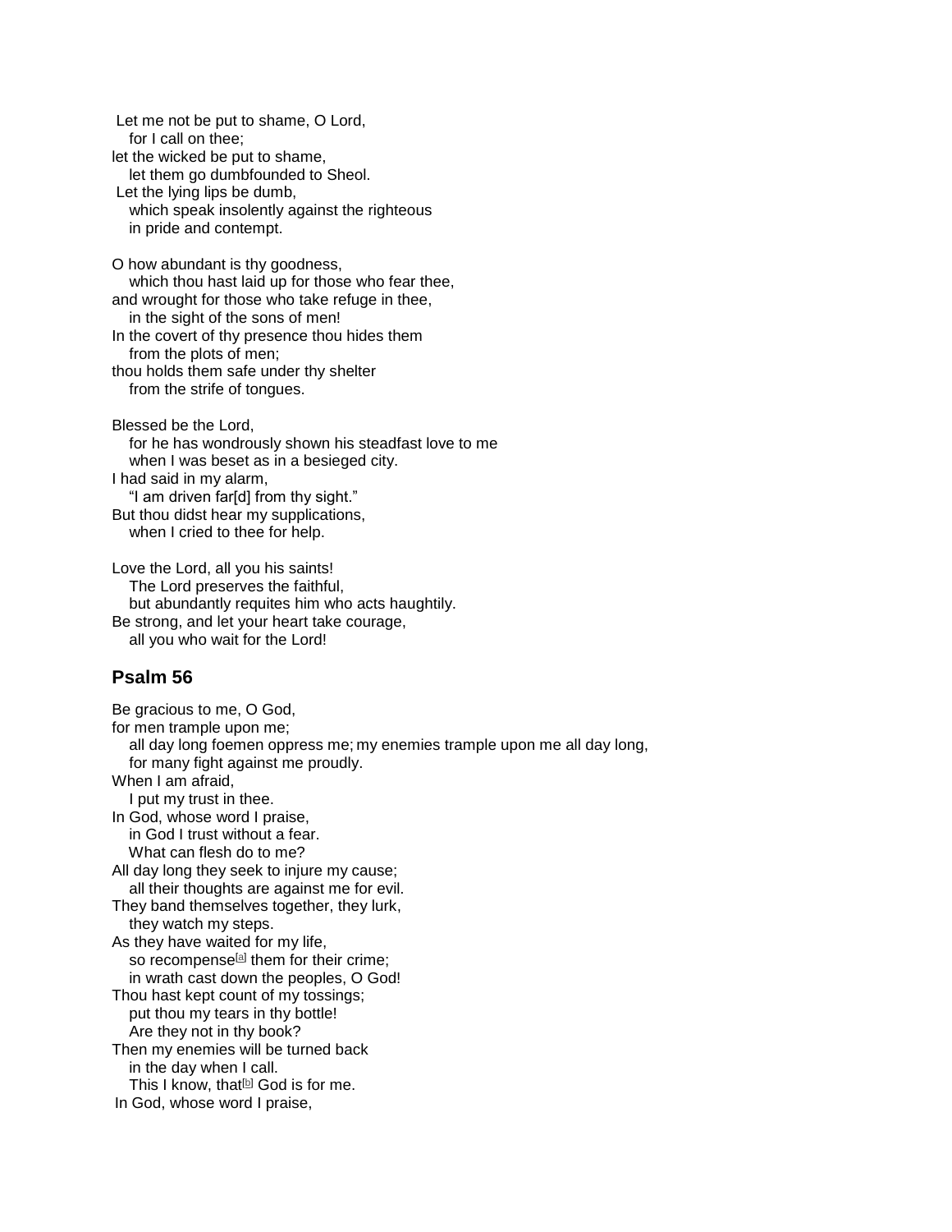Let me not be put to shame, O Lord,
   for I call on thee;
let the wicked be put to shame,
   let them go dumbfounded to Sheol.
Let the lying lips be dumb,
   which speak insolently against the righteous
   in pride and contempt.

O how abundant is thy goodness,
   which thou hast laid up for those who fear thee,
and wrought for those who take refuge in thee,
   in the sight of the sons of men!
In the covert of thy presence thou hides them
   from the plots of men;
thou holds them safe under thy shelter
   from the strife of tongues.

Blessed be the Lord,
   for he has wondrously shown his steadfast love to me
   when I was beset as in a besieged city.
I had said in my alarm,
   "I am driven far[d] from thy sight."
But thou didst hear my supplications,
   when I cried to thee for help.

Love the Lord, all you his saints!
   The Lord preserves the faithful,
   but abundantly requites him who acts haughtily.
Be strong, and let your heart take courage,
   all you who wait for the Lord!

## Psalm 56

Be gracious to me, O God,
for men trample upon me;
   all day long foemen oppress me; my enemies trample upon me all day long,
   for many fight against me proudly.
When I am afraid,
   I put my trust in thee.
In God, whose word I praise,
   in God I trust without a fear.
   What can flesh do to me?
All day long they seek to injure my cause;
   all their thoughts are against me for evil.
They band themselves together, they lurk,
   they watch my steps.
As they have waited for my life,
   so recompense[a] them for their crime;
   in wrath cast down the peoples, O God!
Thou hast kept count of my tossings;
   put thou my tears in thy bottle!
   Are they not in thy book?
Then my enemies will be turned back
   in the day when I call.
   This I know, that[b] God is for me.
In God, whose word I praise,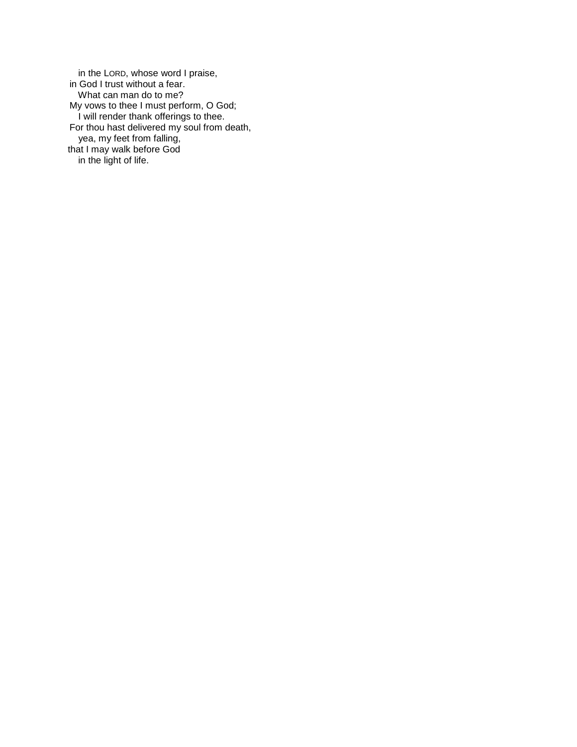in the LORD, whose word I praise,  
in God I trust without a fear.  
What can man do to me?  
My vows to thee I must perform, O God;  
I will render thank offerings to thee.  
For thou hast delivered my soul from death,  
yea, my feet from falling,  
that I may walk before God  
in the light of life.